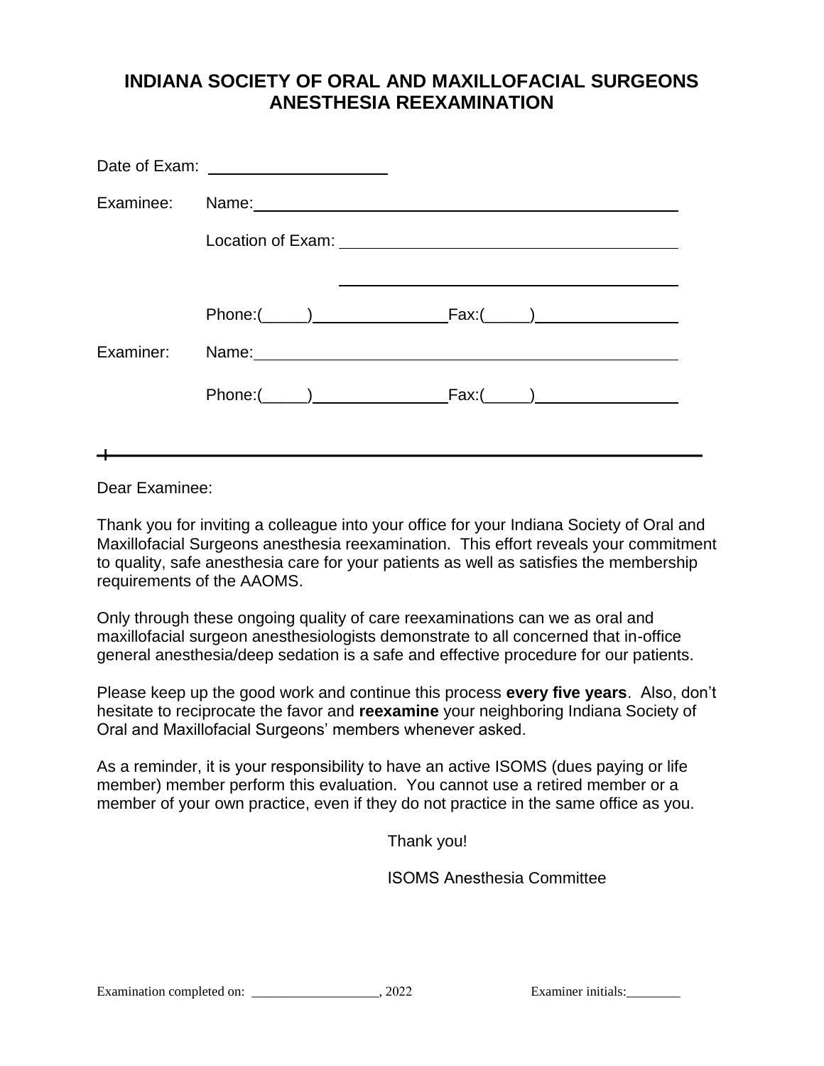# INDIANA SOCIETY OF ORAL AND MAXILLOFACIAL SURGEONS ANESTHESIA REEXAMINATION

Date of Exam: ____________________

Examinee: Name: ______________________________________________

Location of Exam: ____________________________________

____________________________________

Phone:(_____)_______________ Fax:(_____)________________

Examiner: Name: ______________________________________________

Phone:(_____)_______________ Fax:(_____)________________

---

Dear Examinee:

Thank you for inviting a colleague into your office for your Indiana Society of Oral and Maxillofacial Surgeons anesthesia reexamination. This effort reveals your commitment to quality, safe anesthesia care for your patients as well as satisfies the membership requirements of the AAOMS.

Only through these ongoing quality of care reexaminations can we as oral and maxillofacial surgeon anesthesiologists demonstrate to all concerned that in-office general anesthesia/deep sedation is a safe and effective procedure for our patients.

Please keep up the good work and continue this process **every five years**. Also, don't hesitate to reciprocate the favor and **reexamine** your neighboring Indiana Society of Oral and Maxillofacial Surgeons' members whenever asked.

As a reminder, it is your responsibility to have an active ISOMS (dues paying or life member) member perform this evaluation. You cannot use a retired member or a member of your own practice, even if they do not practice in the same office as you.

Thank you!

ISOMS Anesthesia Committee

Examination completed on: ___________________, 2022 Examiner initials:________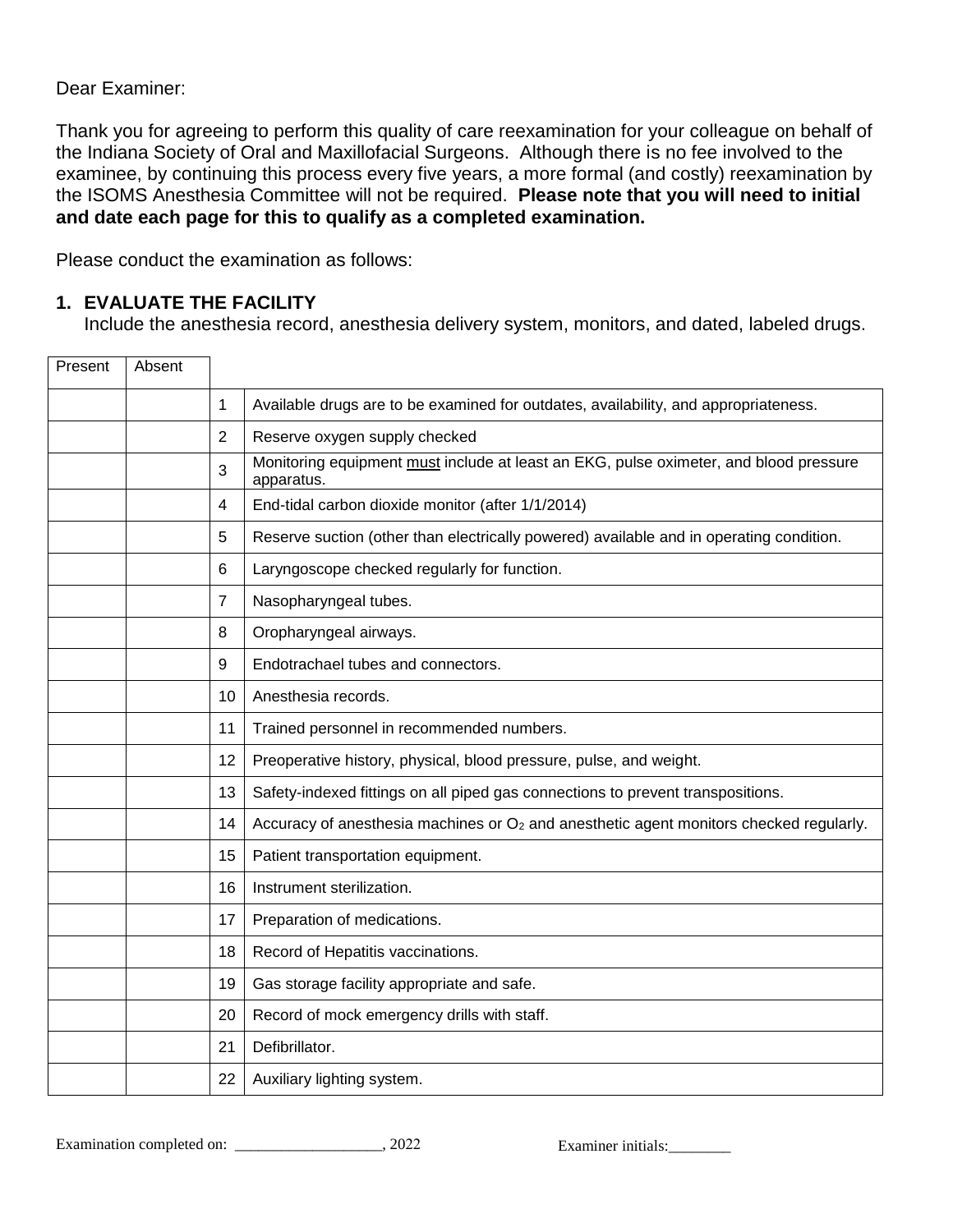Dear Examiner:

Thank you for agreeing to perform this quality of care reexamination for your colleague on behalf of the Indiana Society of Oral and Maxillofacial Surgeons. Although there is no fee involved to the examinee, by continuing this process every five years, a more formal (and costly) reexamination by the ISOMS Anesthesia Committee will not be required. **Please note that you will need to initial and date each page for this to qualify as a completed examination.**

Please conduct the examination as follows:

1. **EVALUATE THE FACILITY**
   Include the anesthesia record, anesthesia delivery system, monitors, and dated, labeled drugs.

| Present | Absent | | |
|---|---|---|---|
| | | 1 | Available drugs are to be examined for outdates, availability, and appropriateness. |
| | | 2 | Reserve oxygen supply checked |
| | | 3 | Monitoring equipment <u>must</u> include at least an EKG, pulse oximeter, and blood pressure apparatus. |
| | | 4 | End-tidal carbon dioxide monitor (after 1/1/2014) |
| | | 5 | Reserve suction (other than electrically powered) available and in operating condition. |
| | | 6 | Laryngoscope checked regularly for function. |
| | | 7 | Nasopharyngeal tubes. |
| | | 8 | Oropharyngeal airways. |
| | | 9 | Endotrachael tubes and connectors. |
| | | 10 | Anesthesia records. |
| | | 11 | Trained personnel in recommended numbers. |
| | | 12 | Preoperative history, physical, blood pressure, pulse, and weight. |
| | | 13 | Safety-indexed fittings on all piped gas connections to prevent transpositions. |
| | | 14 | Accuracy of anesthesia machines or $O_2$ and anesthetic agent monitors checked regularly. |
| | | 15 | Patient transportation equipment. |
| | | 16 | Instrument sterilization. |
| | | 17 | Preparation of medications. |
| | | 18 | Record of Hepatitis vaccinations. |
| | | 19 | Gas storage facility appropriate and safe. |
| | | 20 | Record of mock emergency drills with staff. |
| | | 21 | Defibrillator. |
| | | 22 | Auxiliary lighting system. |

Examination completed on: ___________________, 2022          Examiner initials:________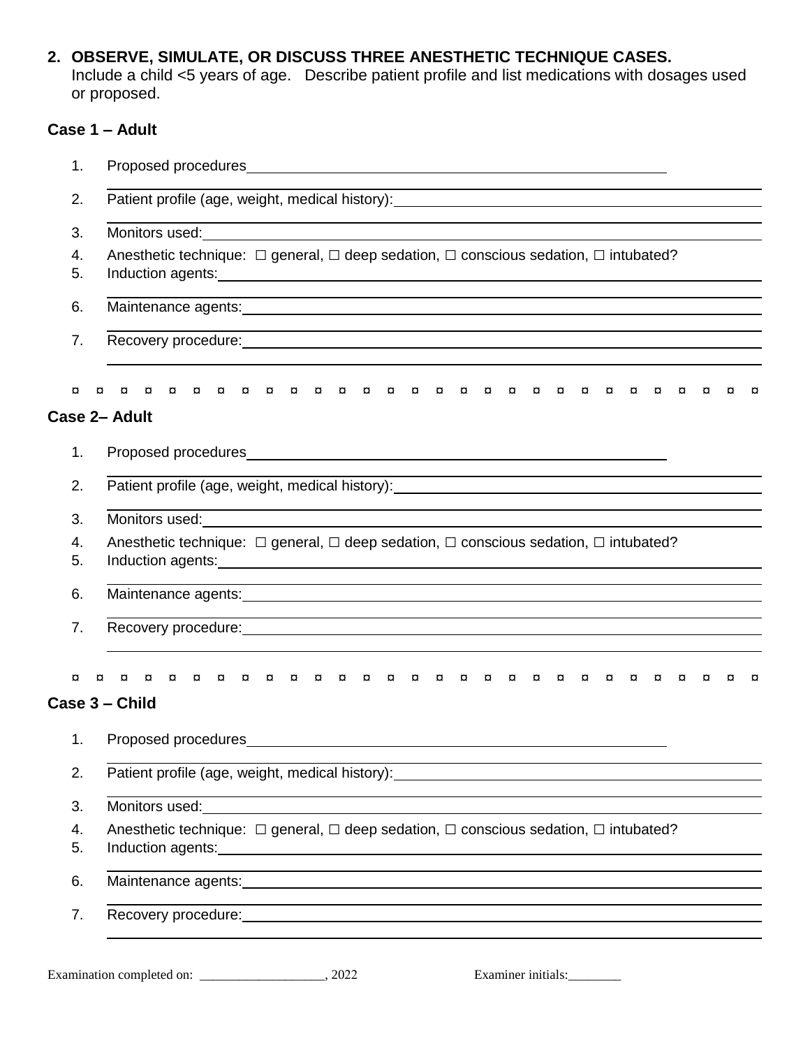2. **OBSERVE, SIMULATE, OR DISCUSS THREE ANESTHETIC TECHNIQUE CASES.**
   Include a child <5 years of age. Describe patient profile and list medications with dosages used or proposed.

**Case 1 – Adult**

1. Proposed procedures________________________________________
2. Patient profile (age, weight, medical history):________________________________________
3. Monitors used:________________________________________
4. Anesthetic technique: ☐ general, ☐ deep sedation, ☐ conscious sedation, ☐ intubated?
5. Induction agents:________________________________________
6. Maintenance agents:________________________________________
7. Recovery procedure:________________________________________

¤ ¤ ¤ ¤ ¤ ¤ ¤ ¤ ¤ ¤ ¤ ¤ ¤ ¤ ¤ ¤ ¤ ¤ ¤ ¤ ¤ ¤ ¤ ¤ ¤ ¤ ¤ ¤ ¤

**Case 2– Adult**

1. Proposed procedures________________________________________
2. Patient profile (age, weight, medical history):________________________________________
3. Monitors used:________________________________________
4. Anesthetic technique: ☐ general, ☐ deep sedation, ☐ conscious sedation, ☐ intubated?
5. Induction agents:________________________________________
6. Maintenance agents:________________________________________
7. Recovery procedure:________________________________________

¤ ¤ ¤ ¤ ¤ ¤ ¤ ¤ ¤ ¤ ¤ ¤ ¤ ¤ ¤ ¤ ¤ ¤ ¤ ¤ ¤ ¤ ¤ ¤ ¤ ¤ ¤ ¤ ¤

**Case 3 – Child**

1. Proposed procedures________________________________________
2. Patient profile (age, weight, medical history):________________________________________
3. Monitors used:________________________________________
4. Anesthetic technique: ☐ general, ☐ deep sedation, ☐ conscious sedation, ☐ intubated?
5. Induction agents:________________________________________
6. Maintenance agents:________________________________________
7. Recovery procedure:________________________________________

Examination completed on: ___________________, 2022 Examiner initials:________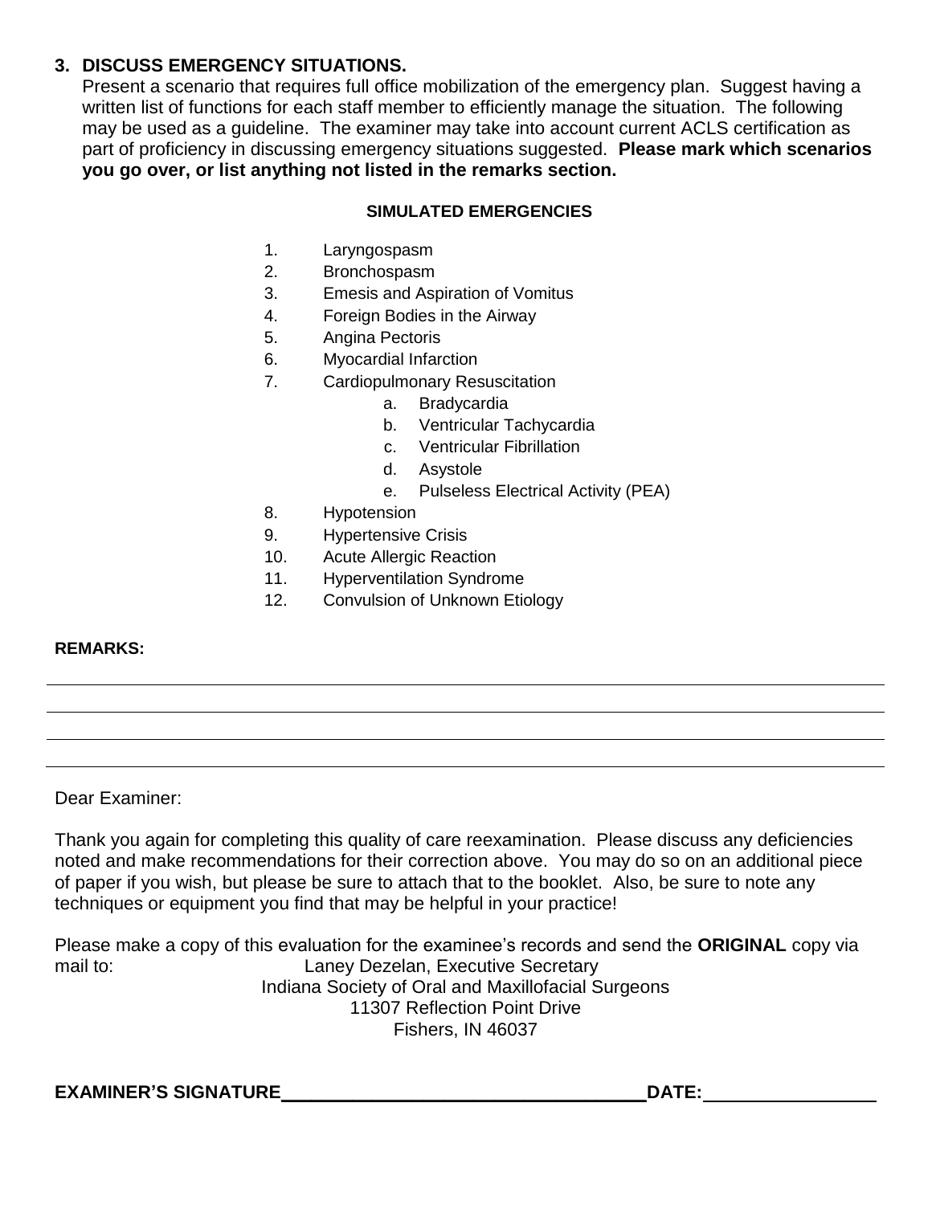### 3. DISCUSS EMERGENCY SITUATIONS.

Present a scenario that requires full office mobilization of the emergency plan. Suggest having a written list of functions for each staff member to efficiently manage the situation. The following may be used as a guideline. The examiner may take into account current ACLS certification as part of proficiency in discussing emergency situations suggested. **Please mark which scenarios you go over, or list anything not listed in the remarks section.**

**SIMULATED EMERGENCIES**

1. Laryngospasm
2. Bronchospasm
3. Emesis and Aspiration of Vomitus
4. Foreign Bodies in the Airway
5. Angina Pectoris
6. Myocardial Infarction
7. Cardiopulmonary Resuscitation
   a. Bradycardia
   b. Ventricular Tachycardia
   c. Ventricular Fibrillation
   d. Asystole
   e. Pulseless Electrical Activity (PEA)
8. Hypotension
9. Hypertensive Crisis
10. Acute Allergic Reaction
11. Hyperventilation Syndrome
12. Convulsion of Unknown Etiology

**REMARKS:**

_______________________________________________

_______________________________________________

_______________________________________________

_______________________________________________

Dear Examiner:

Thank you again for completing this quality of care reexamination. Please discuss any deficiencies noted and make recommendations for their correction above. You may do so on an additional piece of paper if you wish, but please be sure to attach that to the booklet. Also, be sure to note any techniques or equipment you find that may be helpful in your practice!

Please make a copy of this evaluation for the examinee's records and send the **ORIGINAL** copy via mail to:

Laney Dezelan, Executive Secretary
Indiana Society of Oral and Maxillofacial Surgeons
11307 Reflection Point Drive
Fishers, IN 46037

**EXAMINER'S SIGNATURE**____________________________________ **DATE:**_________________